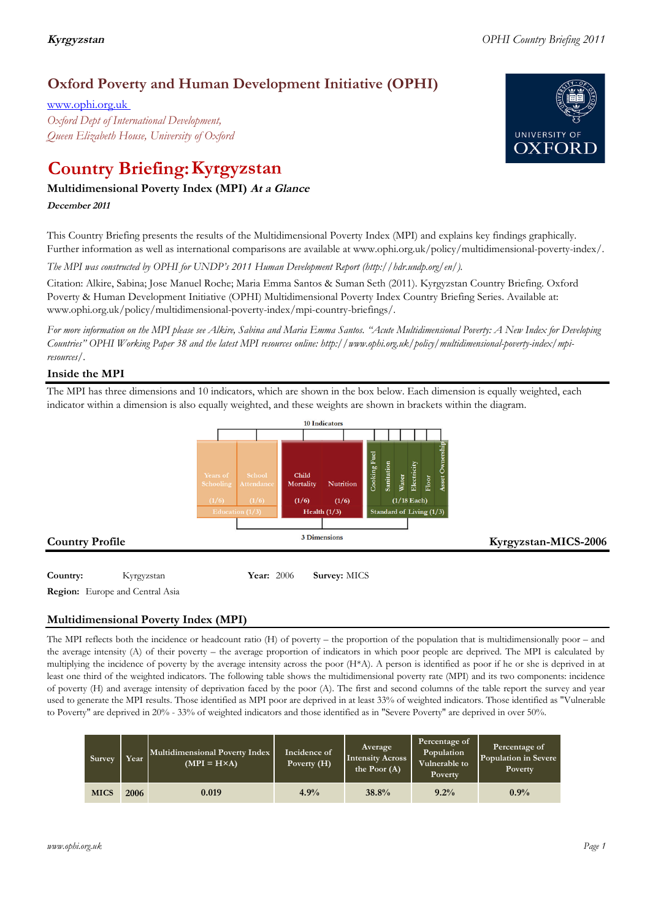# Oxford Poverty and Human Development Initiative (OPHI)

www.ophi.org.uk

*Oxford Dept of International Development, Queen Elizabeth House, University of Oxford*

# Country Briefing: Kyrgyzstan

### Multidimensional Poverty Index (MPI) *At a Glance*

***December 2011***

This Country Briefing presents the results of the Multidimensional Poverty Index (MPI) and explains key findings graphically. Further information as well as international comparisons are available at www.ophi.org.uk/policy/multidimensional-poverty-index/.

*The MPI was constructed by OPHI for UNDP's 2011 Human Development Report (http://hdr.undp.org/en/).*

Citation: Alkire, Sabina; Jose Manuel Roche; Maria Emma Santos & Suman Seth (2011). Kyrgyzstan Country Briefing. Oxford Poverty & Human Development Initiative (OPHI) Multidimensional Poverty Index Country Briefing Series. Available at: www.ophi.org.uk/policy/multidimensional-poverty-index/mpi-country-briefings/.

*For more information on the MPI please see Alkire, Sabina and Maria Emma Santos. "Acute Multidimensional Poverty: A New Index for Developing Countries" OPHI Working Paper 38 and the latest MPI resources online: http://www.ophi.org.uk/policy/multidimensional-poverty-index/mpi-resources/.*

## Inside the MPI

The MPI has three dimensions and 10 indicators, which are shown in the box below. Each dimension is equally weighted, each indicator within a dimension is also equally weighted, and these weights are shown in brackets within the diagram.

10 Indicators

| Education (1/3) | | Health (1/3) | | Standard of Living (1/3) | | | | | |
|---|---|---|---|---|---|---|---|---|---|
| Years of Schooling (1/6) | School Attendance (1/6) | Child Mortality (1/6) | Nutrition (1/6) | Cooking Fuel | Sanitation | Water | Electricity | Floor | Asset Ownership |
| | | | | (1/18 Each) | | | | | |

3 Dimensions

## Country Profile

**Kyrgyzstan-MICS-2006**

**Country:** Kyrgyzstan **Year:** 2006 **Survey:** MICS

**Region:** Europe and Central Asia

## Multidimensional Poverty Index (MPI)

The MPI reflects both the incidence or headcount ratio (H) of poverty – the proportion of the population that is multidimensionally poor – and the average intensity (A) of their poverty – the average proportion of indicators in which poor people are deprived. The MPI is calculated by multiplying the incidence of poverty by the average intensity across the poor (H*A). A person is identified as poor if he or she is deprived in at least one third of the weighted indicators. The following table shows the multidimensional poverty rate (MPI) and its two components: incidence of poverty (H) and average intensity of deprivation faced by the poor (A). The first and second columns of the table report the survey and year used to generate the MPI results. Those identified as MPI poor are deprived in at least 33% of weighted indicators. Those identified as "Vulnerable to Poverty" are deprived in 20% - 33% of weighted indicators and those identified as in "Severe Poverty" are deprived in over 50%.

| Survey | Year | Multidimensional Poverty Index (MPI = H×A) | Incidence of Poverty (H) | Average Intensity Across the Poor (A) | Percentage of Population Vulnerable to Poverty | Percentage of Population in Severe Poverty |
|---|---|---|---|---|---|---|
| MICS | 2006 | 0.019 | 4.9% | 38.8% | 9.2% | 0.9% |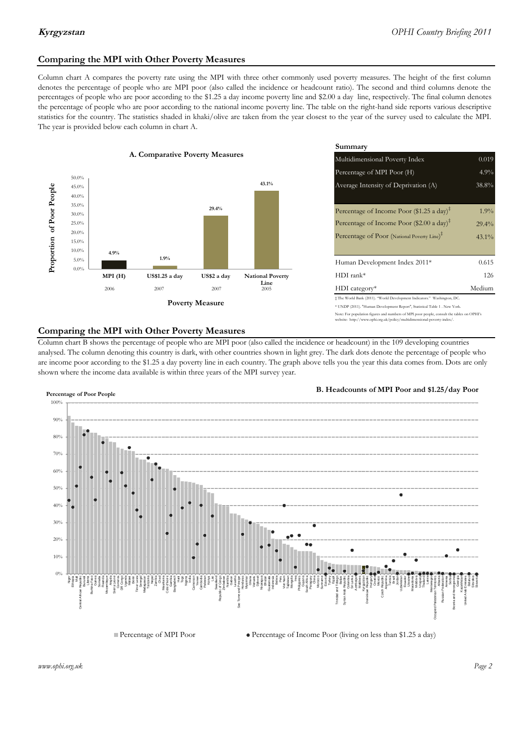## Comparing the MPI with Other Poverty Measures

Column chart A compares the poverty rate using the MPI with three other commonly used poverty measures. The height of the first column denotes the percentage of people who are MPI poor (also called the incidence or headcount ratio). The second and third columns denote the percentages of people who are poor according to the $1.25 a day income poverty line and $2.00 a day line, respectively. The final column denotes the percentage of people who are poor according to the national income poverty line. The table on the right-hand side reports various descriptive statistics for the country. The statistics shaded in khaki/olive are taken from the year closest to the year of the survey used to calculate the MPI. The year is provided below each column in chart A.

**A. Comparative Poverty Measures**

| Poverty Measure | Proportion of Poor People | Year |
|---|---|---|
| MPI (H) | 4.9% | 2006 |
| US$1.25 a day | 1.9% | 2007 |
| US$2 a day | 29.4% | 2007 |
| National Poverty Line | 43.1% | 2005 |

**Summary**

| | |
|---|---|
| Multidimensional Poverty Index | 0.019 |
| Percentage of MPI Poor (H) | 4.9% |
| Average Intensity of Deprivation (A) | 38.8% |
| Percentage of Income Poor ($1.25 a day)‡ | 1.9% |
| Percentage of Income Poor ($2.00 a day)‡ | 29.4% |
| Percentage of Poor (National Poverty Line)‡ | 43.1% |
| Human Development Index 2011* | 0.615 |
| HDI rank* | 126 |
| HDI category* | Medium |

‡ The World Bank (2011). "World Development Indicators." Washington, DC.

* UNDP (2011). "Human Development Report", Statistical Table 1 . New York.

Note: For population figures and numbers of MPI poor people, consult the tables on OPHI's website: http://www.ophi.org.uk/policy/multidimensional-poverty-index/.

## Comparing the MPI with Other Poverty Measures

Column chart B shows the percentage of people who are MPI poor (also called the incidence or headcount) in the 109 developing countries analysed. The column denoting this country is dark, with other countries shown in light grey. The dark dots denote the percentage of people who are income poor according to the $1.25 a day poverty line in each country. The graph above tells you the year this data comes from. Dots are only shown where the income data available is within three years of the MPI survey year.

**B. Headcounts of MPI Poor and $1.25/day Poor**

Percentage of Poor People

■ Percentage of MPI Poor ● Percentage of Income Poor (living on less than $1.25 a day)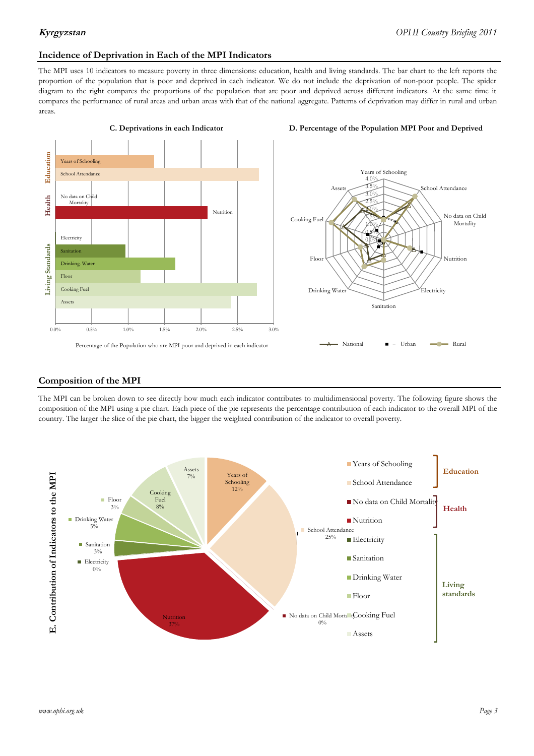## Incidence of Deprivation in Each of the MPI Indicators

The MPI uses 10 indicators to measure poverty in three dimensions: education, health and living standards. The bar chart to the left reports the proportion of the population that is poor and deprived in each indicator. We do not include the deprivation of non-poor people. The spider diagram to the right compares the proportions of the population that are poor and deprived across different indicators. At the same time it compares the performance of rural areas and urban areas with that of the national aggregate. Patterns of deprivation may differ in rural and urban areas.

**C. Deprivations in each Indicator**

Percentage of the Population who are MPI poor and deprived in each indicator

**D. Percentage of the Population MPI Poor and Deprived**

## Composition of the MPI

The MPI can be broken down to see directly how much each indicator contributes to multidimensional poverty. The following figure shows the composition of the MPI using a pie chart. Each piece of the pie represents the percentage contribution of each indicator to the overall MPI of the country. The larger the slice of the pie chart, the bigger the weighted contribution of the indicator to overall poverty.

**E. Contribution of Indicators to the MPI**

| Dimension | Indicator | Contribution |
|---|---|---|
| Education | Years of Schooling | 12% |
| Education | School Attendance | 25% |
| Health | No data on Child Mortality | 0% |
| Health | Nutrition | 37% |
| Living standards | Electricity | 0% |
| Living standards | Sanitation | 3% |
| Living standards | Drinking Water | 5% |
| Living standards | Floor | 3% |
| Living standards | Cooking Fuel | 8% |
| Living standards | Assets | 7% |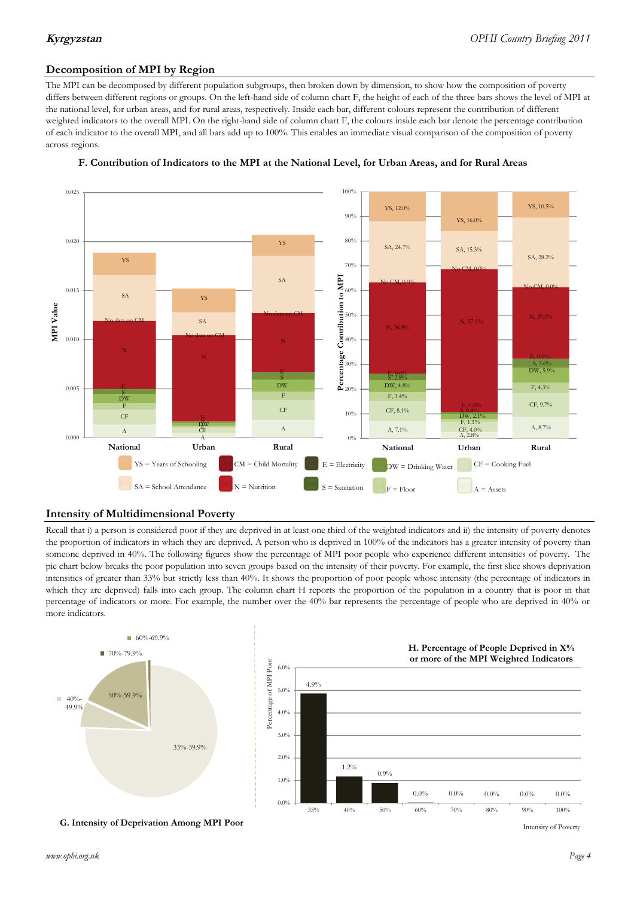## Decomposition of MPI by Region

The MPI can be decomposed by different population subgroups, then broken down by dimension, to show how the composition of poverty differs between different regions or groups. On the left-hand side of column chart F, the height of each of the three bars shows the level of MPI at the national level, for urban areas, and for rural areas, respectively. Inside each bar, different colours represent the contribution of different weighted indicators to the overall MPI. On the right-hand side of column chart F, the colours inside each bar denote the percentage contribution of each indicator to the overall MPI, and all bars add up to 100%. This enables an immediate visual comparison of the composition of poverty across regions.

**F. Contribution of Indicators to the MPI at the National Level, for Urban Areas, and for Rural Areas**

MPI Value
0.025
0.020
0.015
0.010
0.005
0.000
National
Urban
Rural
YS
SA
No data on CM
N
E
S
DW
F
CF
A

Percentage Contribution to MPI
100%
90%
80%
70%
60%
50%
40%
30%
20%
10%
0%

National: YS, 12.0%; SA, 24.7%; No CM, 0.0%; N, 36.9%; E, 0.0%; S, 2.8%; DW, 4.8%; F, 3.4%; CF, 8.1%; A, 7.1%
Urban: YS, 16.0%; SA, 15.3%; No CM, 0.0%; N, 57.9%; E, 0.0%; S, 0.8%; DW, 2.1%; F, 1.1%; CF, 4.0%; A, 2.8%
Rural: YS, 10.5%; SA, 28.2%; No CM, 0.0%; N, 29.0%; E, 0.0%; S, 3.6%; DW, 5.9%; F, 4.3%; CF, 9.7%; A, 8.7%

YS = Years of Schooling
SA = School Attendance
CM = Child Mortality
N = Nutrition
E = Electricity
S = Sanitation
DW = Drinking Water
F = Floor
CF = Cooking Fuel
A = Assets

## Intensity of Multidimensional Poverty

Recall that i) a person is considered poor if they are deprived in at least one third of the weighted indicators and ii) the intensity of poverty denotes the proportion of indicators in which they are deprived. A person who is deprived in 100% of the indicators has a greater intensity of poverty than someone deprived in 40%. The following figures show the percentage of MPI poor people who experience different intensities of poverty. The pie chart below breaks the poor population into seven groups based on the intensity of their poverty. For example, the first slice shows deprivation intensities of greater than 33% but strictly less than 40%. It shows the proportion of poor people whose intensity (the percentage of indicators in which they are deprived) falls into each group. The column chart H reports the proportion of the population in a country that is poor in that percentage of indicators or more. For example, the number over the 40% bar represents the percentage of people who are deprived in 40% or more indicators.

60%-69.9%
70%-79.9%
40%-49.9%
50%-59.9%
33%-39.9%

**G. Intensity of Deprivation Among MPI Poor**

**H. Percentage of People Deprived in X% or more of the MPI Weighted Indicators**

Percentage of MPI Poor
6.0%
5.0%
4.0%
3.0%
2.0%
1.0%
0.0%
33%: 4.9%
40%: 1.2%
50%: 0.9%
60%: 0.0%
70%: 0.0%
80%: 0.0%
90%: 0.0%
100%: 0.0%
Intensity of Poverty